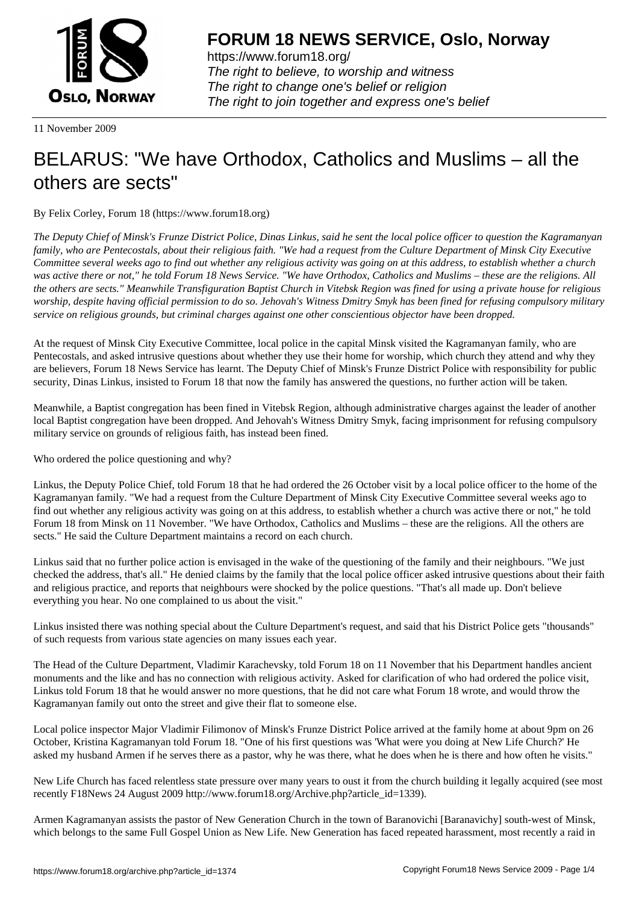**FORUM 18 NEWS SERVICE, Oslo, Norway**

https://www.forum18.org/
*The right to believe, to worship and witness*
*The right to change one's belief or religion*
*The right to join together and express one's belief*

11 November 2009

# BELARUS: "We have Orthodox, Catholics and Muslims – all the others are sects"

By Felix Corley, Forum 18 (https://www.forum18.org)

*The Deputy Chief of Minsk's Frunze District Police, Dinas Linkus, said he sent the local police officer to question the Kagramanyan family, who are Pentecostals, about their religious faith. "We had a request from the Culture Department of Minsk City Executive Committee several weeks ago to find out whether any religious activity was going on at this address, to establish whether a church was active there or not," he told Forum 18 News Service. "We have Orthodox, Catholics and Muslims – these are the religions. All the others are sects." Meanwhile Transfiguration Baptist Church in Vitebsk Region was fined for using a private house for religious worship, despite having official permission to do so. Jehovah's Witness Dmitry Smyk has been fined for refusing compulsory military service on religious grounds, but criminal charges against one other conscientious objector have been dropped.*

At the request of Minsk City Executive Committee, local police in the capital Minsk visited the Kagramanyan family, who are Pentecostals, and asked intrusive questions about whether they use their home for worship, which church they attend and why they are believers, Forum 18 News Service has learnt. The Deputy Chief of Minsk's Frunze District Police with responsibility for public security, Dinas Linkus, insisted to Forum 18 that now the family has answered the questions, no further action will be taken.

Meanwhile, a Baptist congregation has been fined in Vitebsk Region, although administrative charges against the leader of another local Baptist congregation have been dropped. And Jehovah's Witness Dmitry Smyk, facing imprisonment for refusing compulsory military service on grounds of religious faith, has instead been fined.

Who ordered the police questioning and why?

Linkus, the Deputy Police Chief, told Forum 18 that he had ordered the 26 October visit by a local police officer to the home of the Kagramanyan family. "We had a request from the Culture Department of Minsk City Executive Committee several weeks ago to find out whether any religious activity was going on at this address, to establish whether a church was active there or not," he told Forum 18 from Minsk on 11 November. "We have Orthodox, Catholics and Muslims – these are the religions. All the others are sects." He said the Culture Department maintains a record on each church.

Linkus said that no further police action is envisaged in the wake of the questioning of the family and their neighbours. "We just checked the address, that's all." He denied claims by the family that the local police officer asked intrusive questions about their faith and religious practice, and reports that neighbours were shocked by the police questions. "That's all made up. Don't believe everything you hear. No one complained to us about the visit."

Linkus insisted there was nothing special about the Culture Department's request, and said that his District Police gets "thousands" of such requests from various state agencies on many issues each year.

The Head of the Culture Department, Vladimir Karachevsky, told Forum 18 on 11 November that his Department handles ancient monuments and the like and has no connection with religious activity. Asked for clarification of who had ordered the police visit, Linkus told Forum 18 that he would answer no more questions, that he did not care what Forum 18 wrote, and would throw the Kagramanyan family out onto the street and give their flat to someone else.

Local police inspector Major Vladimir Filimonov of Minsk's Frunze District Police arrived at the family home at about 9pm on 26 October, Kristina Kagramanyan told Forum 18. "One of his first questions was 'What were you doing at New Life Church?' He asked my husband Armen if he serves there as a pastor, why he was there, what he does when he is there and how often he visits."

New Life Church has faced relentless state pressure over many years to oust it from the church building it legally acquired (see most recently F18News 24 August 2009 http://www.forum18.org/Archive.php?article_id=1339).

Armen Kagramanyan assists the pastor of New Generation Church in the town of Baranovichi [Baranavichy] south-west of Minsk, which belongs to the same Full Gospel Union as New Life. New Generation has faced repeated harassment, most recently a raid in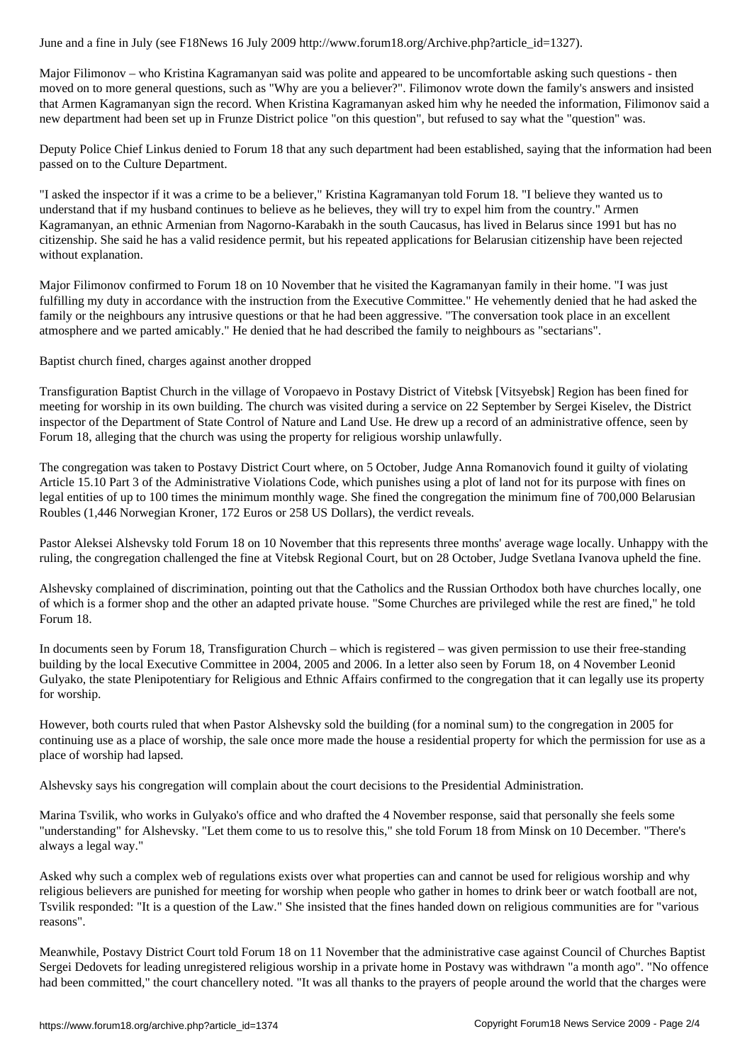June and a fine in July (see F18News 16 July 2009 http://www.forum18.org/Archive.php?article_id=1327).

Major Filimonov – who Kristina Kagramanyan said was polite and appeared to be uncomfortable asking such questions - then moved on to more general questions, such as "Why are you a believer?". Filimonov wrote down the family's answers and insisted that Armen Kagramanyan sign the record. When Kristina Kagramanyan asked him why he needed the information, Filimonov said a new department had been set up in Frunze District police "on this question", but refused to say what the "question" was.

Deputy Police Chief Linkus denied to Forum 18 that any such department had been established, saying that the information had been passed on to the Culture Department.

"I asked the inspector if it was a crime to be a believer," Kristina Kagramanyan told Forum 18. "I believe they wanted us to understand that if my husband continues to believe as he believes, they will try to expel him from the country." Armen Kagramanyan, an ethnic Armenian from Nagorno-Karabakh in the south Caucasus, has lived in Belarus since 1991 but has no citizenship. She said he has a valid residence permit, but his repeated applications for Belarusian citizenship have been rejected without explanation.

Major Filimonov confirmed to Forum 18 on 10 November that he visited the Kagramanyan family in their home. "I was just fulfilling my duty in accordance with the instruction from the Executive Committee." He vehemently denied that he had asked the family or the neighbours any intrusive questions or that he had been aggressive. "The conversation took place in an excellent atmosphere and we parted amicably." He denied that he had described the family to neighbours as "sectarians".

## Baptist church fined, charges against another dropped

Transfiguration Baptist Church in the village of Voropaevo in Postavy District of Vitebsk [Vitsyebsk] Region has been fined for meeting for worship in its own building. The church was visited during a service on 22 September by Sergei Kiselev, the District inspector of the Department of State Control of Nature and Land Use. He drew up a record of an administrative offence, seen by Forum 18, alleging that the church was using the property for religious worship unlawfully.

The congregation was taken to Postavy District Court where, on 5 October, Judge Anna Romanovich found it guilty of violating Article 15.10 Part 3 of the Administrative Violations Code, which punishes using a plot of land not for its purpose with fines on legal entities of up to 100 times the minimum monthly wage. She fined the congregation the minimum fine of 700,000 Belarusian Roubles (1,446 Norwegian Kroner, 172 Euros or 258 US Dollars), the verdict reveals.

Pastor Aleksei Alshevsky told Forum 18 on 10 November that this represents three months' average wage locally. Unhappy with the ruling, the congregation challenged the fine at Vitebsk Regional Court, but on 28 October, Judge Svetlana Ivanova upheld the fine.

Alshevsky complained of discrimination, pointing out that the Catholics and the Russian Orthodox both have churches locally, one of which is a former shop and the other an adapted private house. "Some Churches are privileged while the rest are fined," he told Forum 18.

In documents seen by Forum 18, Transfiguration Church – which is registered – was given permission to use their free-standing building by the local Executive Committee in 2004, 2005 and 2006. In a letter also seen by Forum 18, on 4 November Leonid Gulyako, the state Plenipotentiary for Religious and Ethnic Affairs confirmed to the congregation that it can legally use its property for worship.

However, both courts ruled that when Pastor Alshevsky sold the building (for a nominal sum) to the congregation in 2005 for continuing use as a place of worship, the sale once more made the house a residential property for which the permission for use as a place of worship had lapsed.

Alshevsky says his congregation will complain about the court decisions to the Presidential Administration.

Marina Tsvilik, who works in Gulyako's office and who drafted the 4 November response, said that personally she feels some "understanding" for Alshevsky. "Let them come to us to resolve this," she told Forum 18 from Minsk on 10 December. "There's always a legal way."

Asked why such a complex web of regulations exists over what properties can and cannot be used for religious worship and why religious believers are punished for meeting for worship when people who gather in homes to drink beer or watch football are not, Tsvilik responded: "It is a question of the Law." She insisted that the fines handed down on religious communities are for "various reasons".

Meanwhile, Postavy District Court told Forum 18 on 11 November that the administrative case against Council of Churches Baptist Sergei Dedovets for leading unregistered religious worship in a private home in Postavy was withdrawn "a month ago". "No offence had been committed," the court chancellery noted. "It was all thanks to the prayers of people around the world that the charges were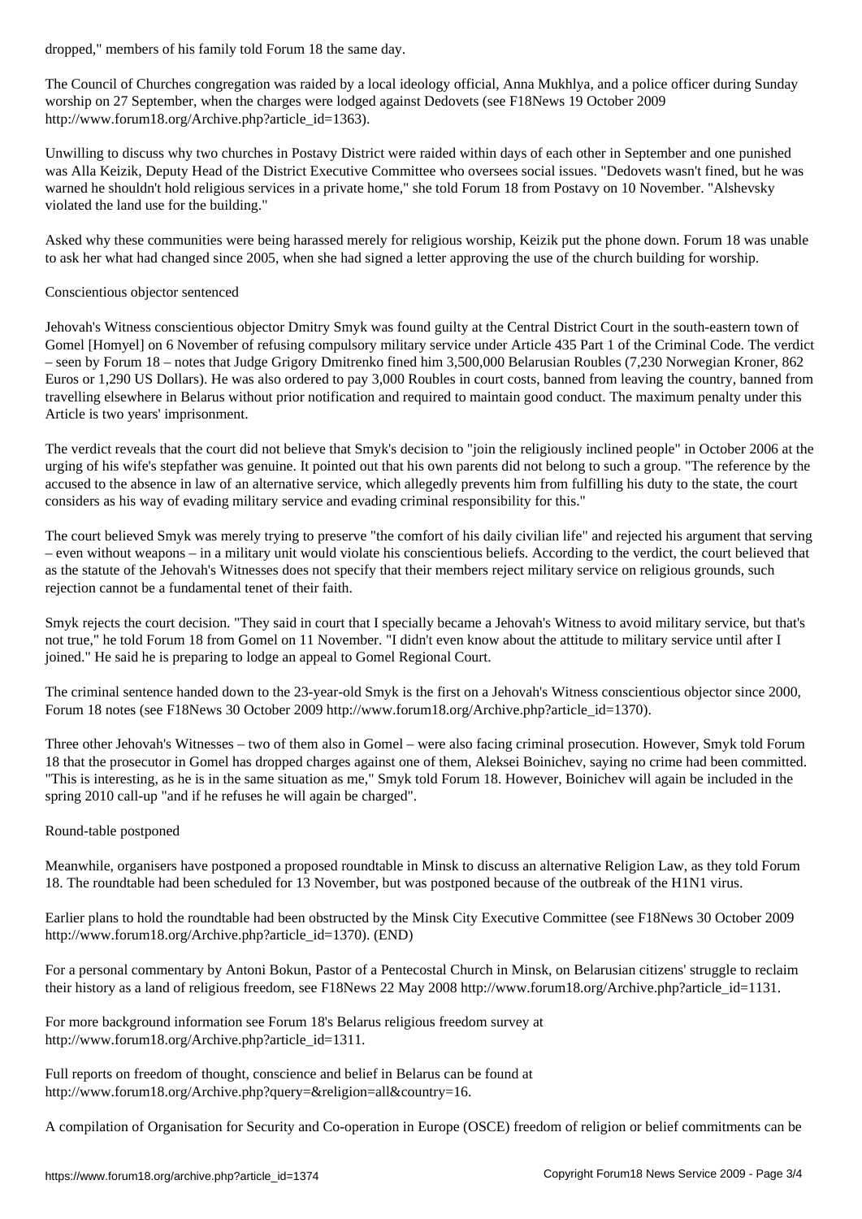dropped," members of his family told Forum 18 the same day.

The Council of Churches congregation was raided by a local ideology official, Anna Mukhlya, and a police officer during Sunday worship on 27 September, when the charges were lodged against Dedovets (see F18News 19 October 2009 http://www.forum18.org/Archive.php?article_id=1363).

Unwilling to discuss why two churches in Postavy District were raided within days of each other in September and one punished was Alla Keizik, Deputy Head of the District Executive Committee who oversees social issues. "Dedovets wasn't fined, but he was warned he shouldn't hold religious services in a private home," she told Forum 18 from Postavy on 10 November. "Alshevsky violated the land use for the building."

Asked why these communities were being harassed merely for religious worship, Keizik put the phone down. Forum 18 was unable to ask her what had changed since 2005, when she had signed a letter approving the use of the church building for worship.

## Conscientious objector sentenced

Jehovah's Witness conscientious objector Dmitry Smyk was found guilty at the Central District Court in the south-eastern town of Gomel [Homyel] on 6 November of refusing compulsory military service under Article 435 Part 1 of the Criminal Code. The verdict – seen by Forum 18 – notes that Judge Grigory Dmitrenko fined him 3,500,000 Belarusian Roubles (7,230 Norwegian Kroner, 862 Euros or 1,290 US Dollars). He was also ordered to pay 3,000 Roubles in court costs, banned from leaving the country, banned from travelling elsewhere in Belarus without prior notification and required to maintain good conduct. The maximum penalty under this Article is two years' imprisonment.

The verdict reveals that the court did not believe that Smyk's decision to "join the religiously inclined people" in October 2006 at the urging of his wife's stepfather was genuine. It pointed out that his own parents did not belong to such a group. "The reference by the accused to the absence in law of an alternative service, which allegedly prevents him from fulfilling his duty to the state, the court considers as his way of evading military service and evading criminal responsibility for this."

The court believed Smyk was merely trying to preserve "the comfort of his daily civilian life" and rejected his argument that serving – even without weapons – in a military unit would violate his conscientious beliefs. According to the verdict, the court believed that as the statute of the Jehovah's Witnesses does not specify that their members reject military service on religious grounds, such rejection cannot be a fundamental tenet of their faith.

Smyk rejects the court decision. "They said in court that I specially became a Jehovah's Witness to avoid military service, but that's not true," he told Forum 18 from Gomel on 11 November. "I didn't even know about the attitude to military service until after I joined." He said he is preparing to lodge an appeal to Gomel Regional Court.

The criminal sentence handed down to the 23-year-old Smyk is the first on a Jehovah's Witness conscientious objector since 2000, Forum 18 notes (see F18News 30 October 2009 http://www.forum18.org/Archive.php?article_id=1370).

Three other Jehovah's Witnesses – two of them also in Gomel – were also facing criminal prosecution. However, Smyk told Forum 18 that the prosecutor in Gomel has dropped charges against one of them, Aleksei Boinichev, saying no crime had been committed. "This is interesting, as he is in the same situation as me," Smyk told Forum 18. However, Boinichev will again be included in the spring 2010 call-up "and if he refuses he will again be charged".

## Round-table postponed

Meanwhile, organisers have postponed a proposed roundtable in Minsk to discuss an alternative Religion Law, as they told Forum 18. The roundtable had been scheduled for 13 November, but was postponed because of the outbreak of the H1N1 virus.

Earlier plans to hold the roundtable had been obstructed by the Minsk City Executive Committee (see F18News 30 October 2009 http://www.forum18.org/Archive.php?article_id=1370). (END)

For a personal commentary by Antoni Bokun, Pastor of a Pentecostal Church in Minsk, on Belarusian citizens' struggle to reclaim their history as a land of religious freedom, see F18News 22 May 2008 http://www.forum18.org/Archive.php?article_id=1131.

For more background information see Forum 18's Belarus religious freedom survey at http://www.forum18.org/Archive.php?article_id=1311.

Full reports on freedom of thought, conscience and belief in Belarus can be found at http://www.forum18.org/Archive.php?query=&religion=all&country=16.

A compilation of Organisation for Security and Co-operation in Europe (OSCE) freedom of religion or belief commitments can be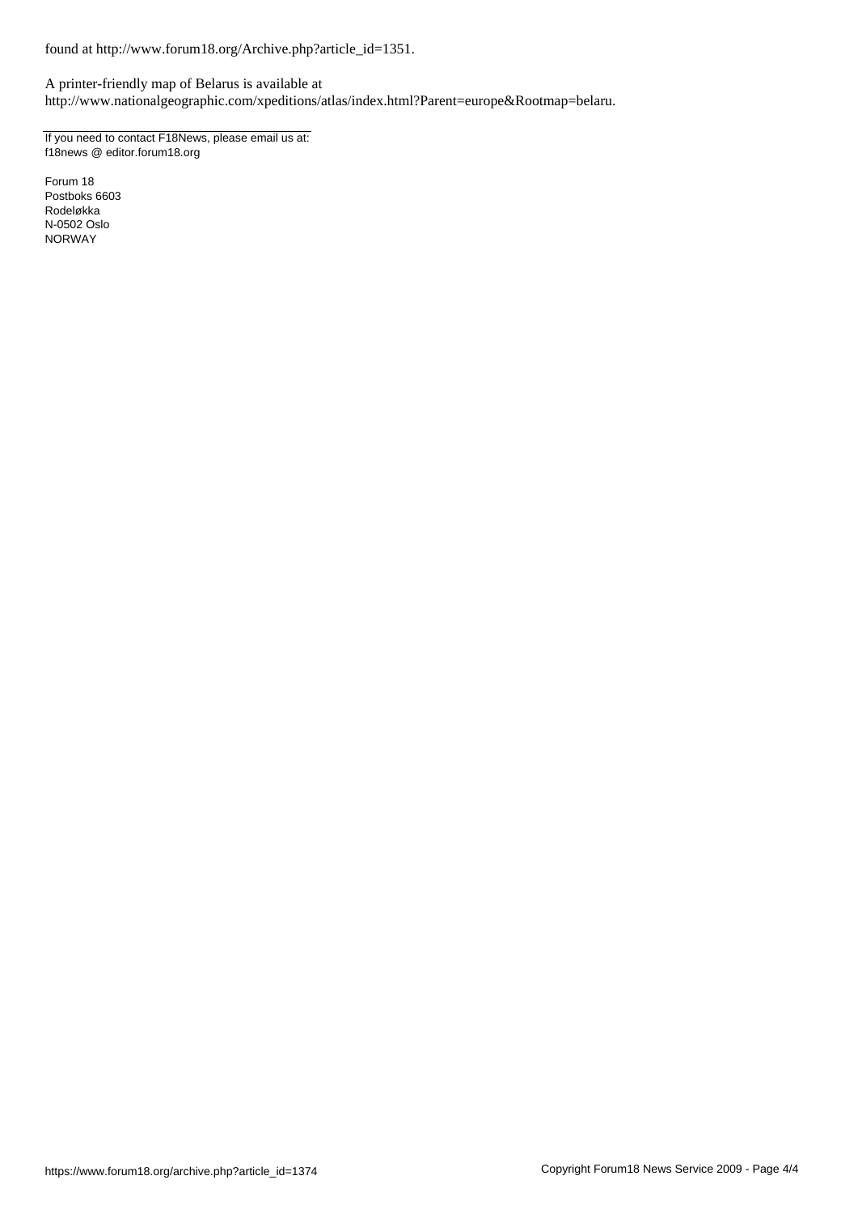found at http://www.forum18.org/Archive.php?article_id=1351.

A printer-friendly map of Belarus is available at
http://www.nationalgeographic.com/xpeditions/atlas/index.html?Parent=europe&Rootmap=belaru.

If you need to contact F18News, please email us at:
f18news @ editor.forum18.org

Forum 18
Postboks 6603
Rodeløkka
N-0502 Oslo
NORWAY